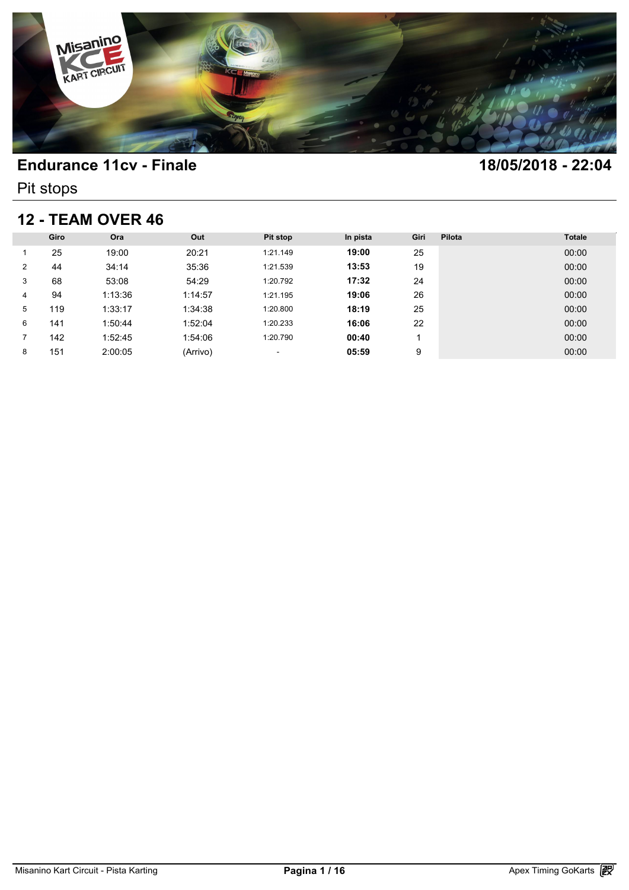# Endurance 11cv - Finale

**18/05/2018 - 22:04**

Pit stops

## 12 - TEAM OVER 46

| | Giro | Ora | Out | Pit stop | In pista | Giri | Pilota | Totale |
|---|---|---|---|---|---|---|---|---|
| 1 | 25 | 19:00 | 20:21 | 1:21.149 | **19:00** | 25 | | 00:00 |
| 2 | 44 | 34:14 | 35:36 | 1:21.539 | **13:53** | 19 | | 00:00 |
| 3 | 68 | 53:08 | 54:29 | 1:20.792 | **17:32** | 24 | | 00:00 |
| 4 | 94 | 1:13:36 | 1:14:57 | 1:21.195 | **19:06** | 26 | | 00:00 |
| 5 | 119 | 1:33:17 | 1:34:38 | 1:20.800 | **18:19** | 25 | | 00:00 |
| 6 | 141 | 1:50:44 | 1:52:04 | 1:20.233 | **16:06** | 22 | | 00:00 |
| 7 | 142 | 1:52:45 | 1:54:06 | 1:20.790 | **00:40** | 1 | | 00:00 |
| 8 | 151 | 2:00:05 | (Arrivo) | - | **05:59** | 9 | | 00:00 |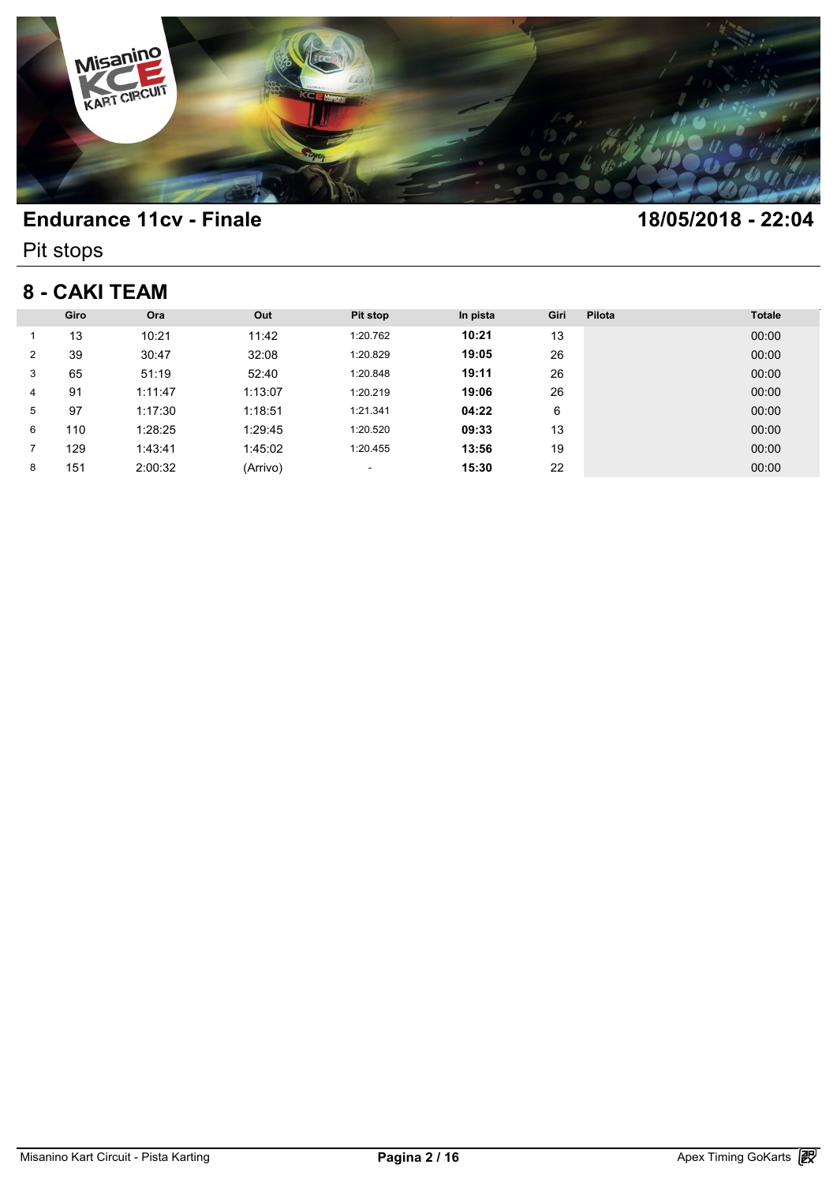# Endurance 11cv - Finale

**18/05/2018 - 22:04**

Pit stops

## 8 - CAKI TEAM

| | Giro | Ora | Out | Pit stop | In pista | Giri | Pilota | Totale |
|---|---|---|---|---|---|---|---|---|
| 1 | 13 | 10:21 | 11:42 | 1:20.762 | **10:21** | 13 | | 00:00 |
| 2 | 39 | 30:47 | 32:08 | 1:20.829 | **19:05** | 26 | | 00:00 |
| 3 | 65 | 51:19 | 52:40 | 1:20.848 | **19:11** | 26 | | 00:00 |
| 4 | 91 | 1:11:47 | 1:13:07 | 1:20.219 | **19:06** | 26 | | 00:00 |
| 5 | 97 | 1:17:30 | 1:18:51 | 1:21.341 | **04:22** | 6 | | 00:00 |
| 6 | 110 | 1:28:25 | 1:29:45 | 1:20.520 | **09:33** | 13 | | 00:00 |
| 7 | 129 | 1:43:41 | 1:45:02 | 1:20.455 | **13:56** | 19 | | 00:00 |
| 8 | 151 | 2:00:32 | (Arrivo) | - | **15:30** | 22 | | 00:00 |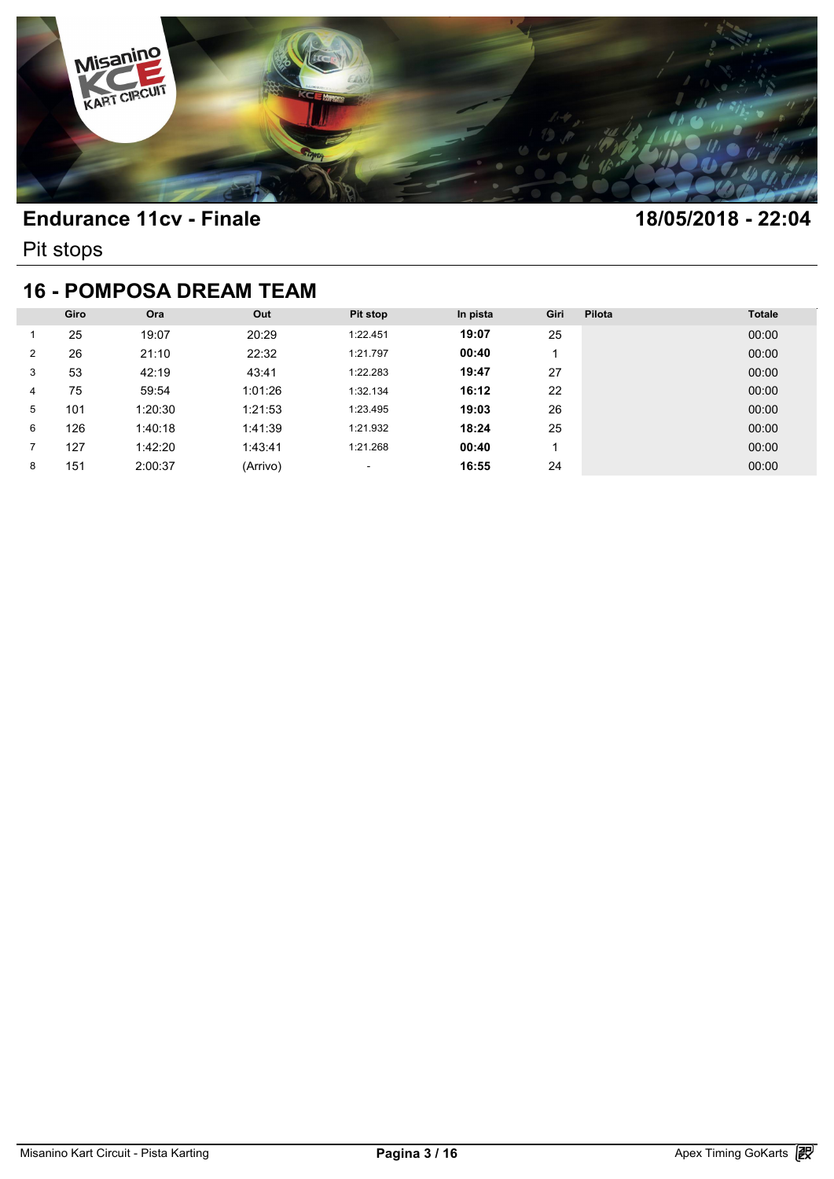## Endurance 11cv - Finale

**18/05/2018 - 22:04**

Pit stops

## 16 - POMPOSA DREAM TEAM

| | Giro | Ora | Out | Pit stop | In pista | Giri | Pilota | Totale |
|---|---|---|---|---|---|---|---|---|
| 1 | 25 | 19:07 | 20:29 | 1:22.451 | **19:07** | 25 | | 00:00 |
| 2 | 26 | 21:10 | 22:32 | 1:21.797 | **00:40** | 1 | | 00:00 |
| 3 | 53 | 42:19 | 43:41 | 1:22.283 | **19:47** | 27 | | 00:00 |
| 4 | 75 | 59:54 | 1:01:26 | 1:32.134 | **16:12** | 22 | | 00:00 |
| 5 | 101 | 1:20:30 | 1:21:53 | 1:23.495 | **19:03** | 26 | | 00:00 |
| 6 | 126 | 1:40:18 | 1:41:39 | 1:21.932 | **18:24** | 25 | | 00:00 |
| 7 | 127 | 1:42:20 | 1:43:41 | 1:21.268 | **00:40** | 1 | | 00:00 |
| 8 | 151 | 2:00:37 | (Arrivo) | - | **16:55** | 24 | | 00:00 |

Misanino Kart Circuit - Pista Karting

Apex Timing GoKarts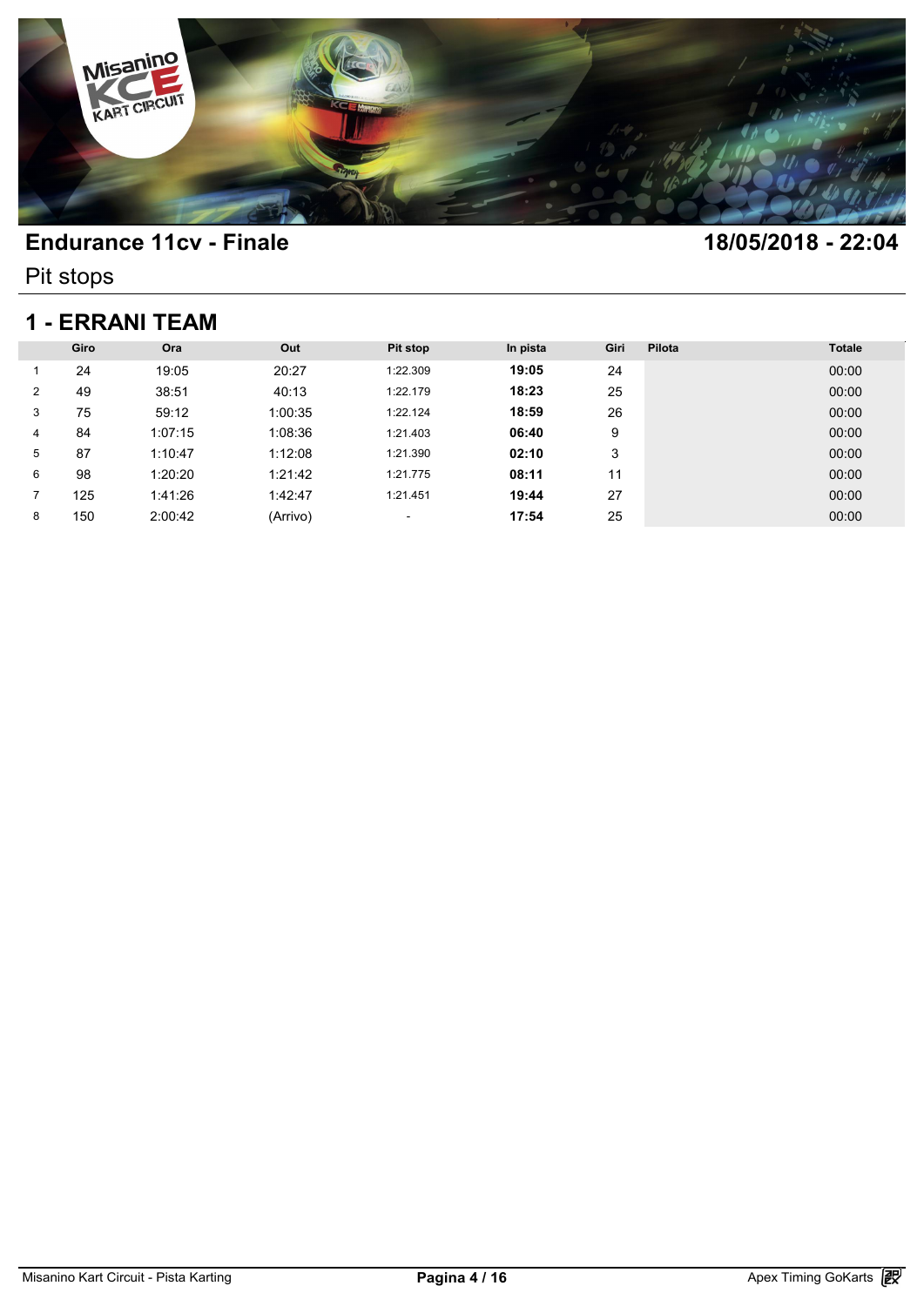# Endurance 11cv - Finale

**18/05/2018 - 22:04**

Pit stops

## 1 - ERRANI TEAM

| | Giro | Ora | Out | Pit stop | In pista | Giri | Pilota | Totale |
|---|---|---|---|---|---|---|---|---|
| 1 | 24 | 19:05 | 20:27 | 1:22.309 | **19:05** | 24 | | 00:00 |
| 2 | 49 | 38:51 | 40:13 | 1:22.179 | **18:23** | 25 | | 00:00 |
| 3 | 75 | 59:12 | 1:00:35 | 1:22.124 | **18:59** | 26 | | 00:00 |
| 4 | 84 | 1:07:15 | 1:08:36 | 1:21.403 | **06:40** | 9 | | 00:00 |
| 5 | 87 | 1:10:47 | 1:12:08 | 1:21.390 | **02:10** | 3 | | 00:00 |
| 6 | 98 | 1:20:20 | 1:21:42 | 1:21.775 | **08:11** | 11 | | 00:00 |
| 7 | 125 | 1:41:26 | 1:42:47 | 1:21.451 | **19:44** | 27 | | 00:00 |
| 8 | 150 | 2:00:42 | (Arrivo) | - | **17:54** | 25 | | 00:00 |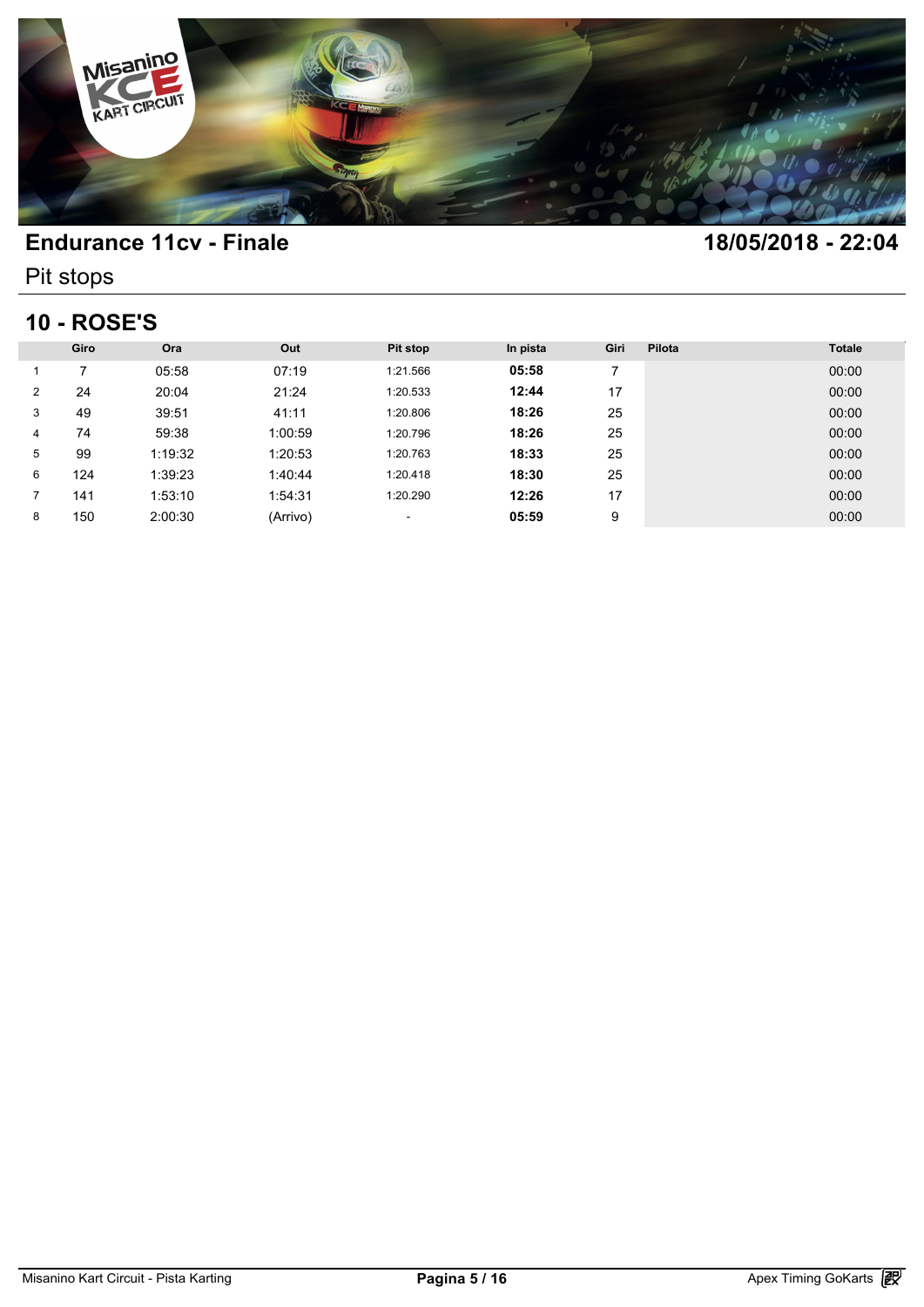# Endurance 11cv - Finale

**18/05/2018 - 22:04**

Pit stops

## 10 - ROSE'S

| | Giro | Ora | Out | Pit stop | In pista | Giri | Pilota | Totale |
|---|---|---|---|---|---|---|---|---|
| 1 | 7 | 05:58 | 07:19 | 1:21.566 | **05:58** | 7 | | 00:00 |
| 2 | 24 | 20:04 | 21:24 | 1:20.533 | **12:44** | 17 | | 00:00 |
| 3 | 49 | 39:51 | 41:11 | 1:20.806 | **18:26** | 25 | | 00:00 |
| 4 | 74 | 59:38 | 1:00:59 | 1:20.796 | **18:26** | 25 | | 00:00 |
| 5 | 99 | 1:19:32 | 1:20:53 | 1:20.763 | **18:33** | 25 | | 00:00 |
| 6 | 124 | 1:39:23 | 1:40:44 | 1:20.418 | **18:30** | 25 | | 00:00 |
| 7 | 141 | 1:53:10 | 1:54:31 | 1:20.290 | **12:26** | 17 | | 00:00 |
| 8 | 150 | 2:00:30 | (Arrivo) | - | **05:59** | 9 | | 00:00 |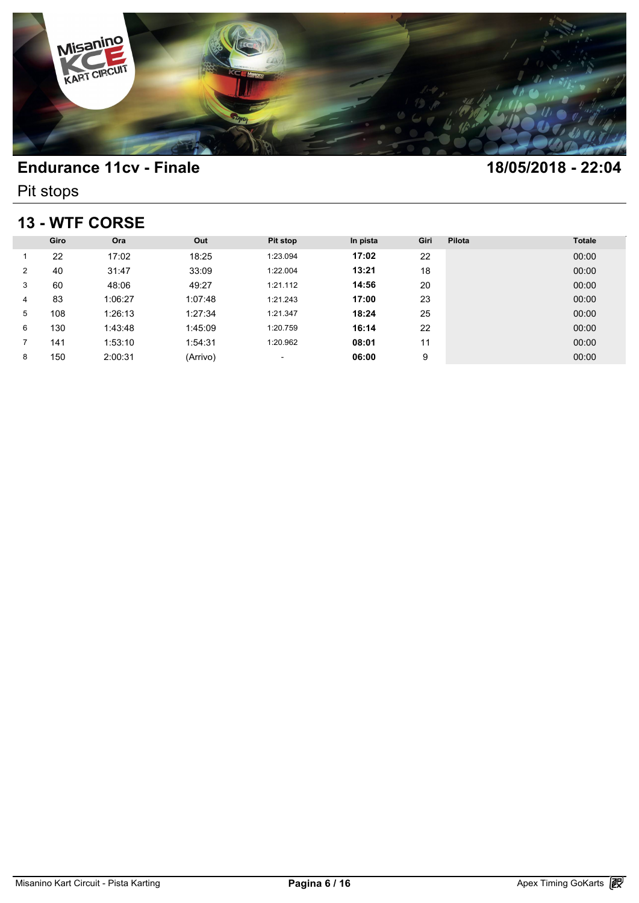## Endurance 11cv - Finale

**18/05/2018 - 22:04**

Pit stops

### 13 - WTF CORSE

| | Giro | Ora | Out | Pit stop | In pista | Giri | Pilota | Totale |
|---|---|---|---|---|---|---|---|---|
| 1 | 22 | 17:02 | 18:25 | 1:23.094 | **17:02** | 22 | | 00:00 |
| 2 | 40 | 31:47 | 33:09 | 1:22.004 | **13:21** | 18 | | 00:00 |
| 3 | 60 | 48:06 | 49:27 | 1:21.112 | **14:56** | 20 | | 00:00 |
| 4 | 83 | 1:06:27 | 1:07:48 | 1:21.243 | **17:00** | 23 | | 00:00 |
| 5 | 108 | 1:26:13 | 1:27:34 | 1:21.347 | **18:24** | 25 | | 00:00 |
| 6 | 130 | 1:43:48 | 1:45:09 | 1:20.759 | **16:14** | 22 | | 00:00 |
| 7 | 141 | 1:53:10 | 1:54:31 | 1:20.962 | **08:01** | 11 | | 00:00 |
| 8 | 150 | 2:00:31 | (Arrivo) | - | **06:00** | 9 | | 00:00 |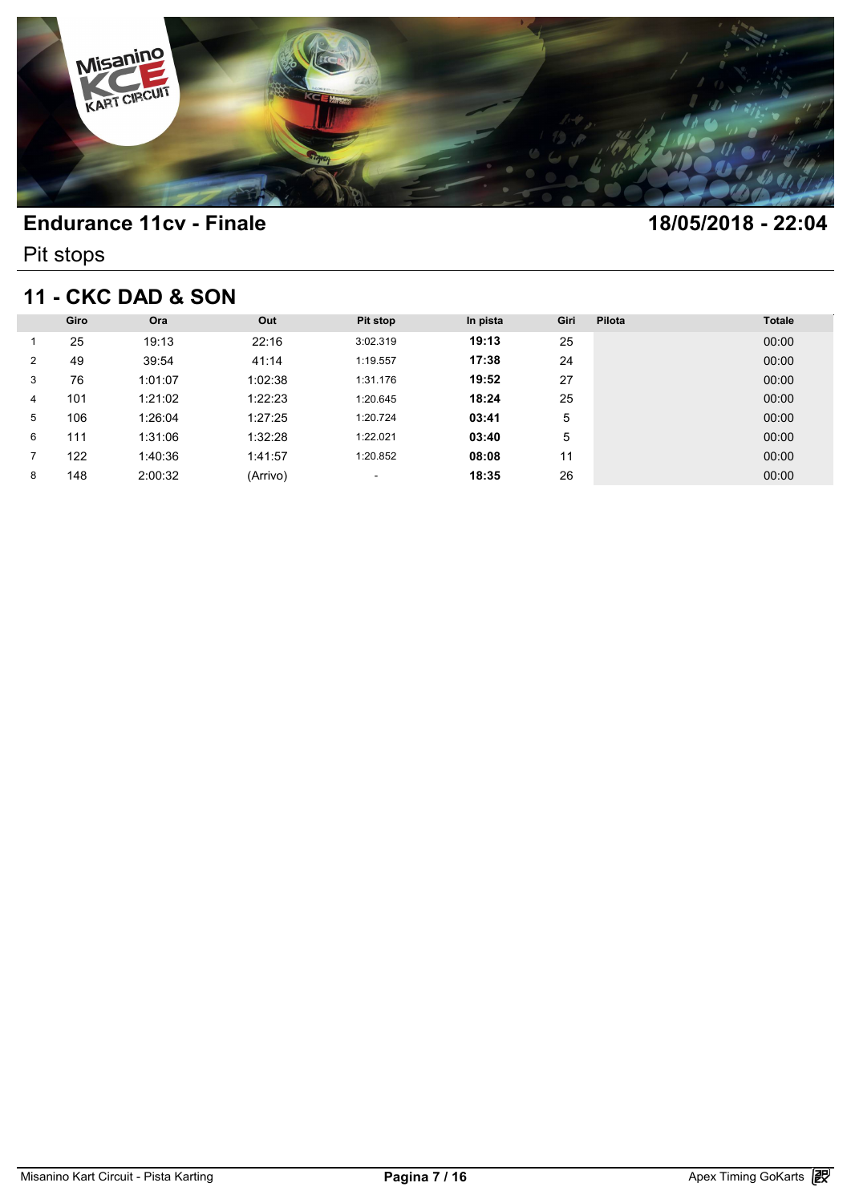# Endurance 11cv - Finale

**18/05/2018 - 22:04**

Pit stops

## 11 - CKC DAD & SON

| | Giro | Ora | Out | Pit stop | In pista | Giri | Pilota | Totale |
|---|---|---|---|---|---|---|---|---|
| 1 | 25 | 19:13 | 22:16 | 3:02.319 | **19:13** | 25 | | 00:00 |
| 2 | 49 | 39:54 | 41:14 | 1:19.557 | **17:38** | 24 | | 00:00 |
| 3 | 76 | 1:01:07 | 1:02:38 | 1:31.176 | **19:52** | 27 | | 00:00 |
| 4 | 101 | 1:21:02 | 1:22:23 | 1:20.645 | **18:24** | 25 | | 00:00 |
| 5 | 106 | 1:26:04 | 1:27:25 | 1:20.724 | **03:41** | 5 | | 00:00 |
| 6 | 111 | 1:31:06 | 1:32:28 | 1:22.021 | **03:40** | 5 | | 00:00 |
| 7 | 122 | 1:40:36 | 1:41:57 | 1:20.852 | **08:08** | 11 | | 00:00 |
| 8 | 148 | 2:00:32 | (Arrivo) | - | **18:35** | 26 | | 00:00 |

Misanino Kart Circuit - Pista Karting

Apex Timing GoKarts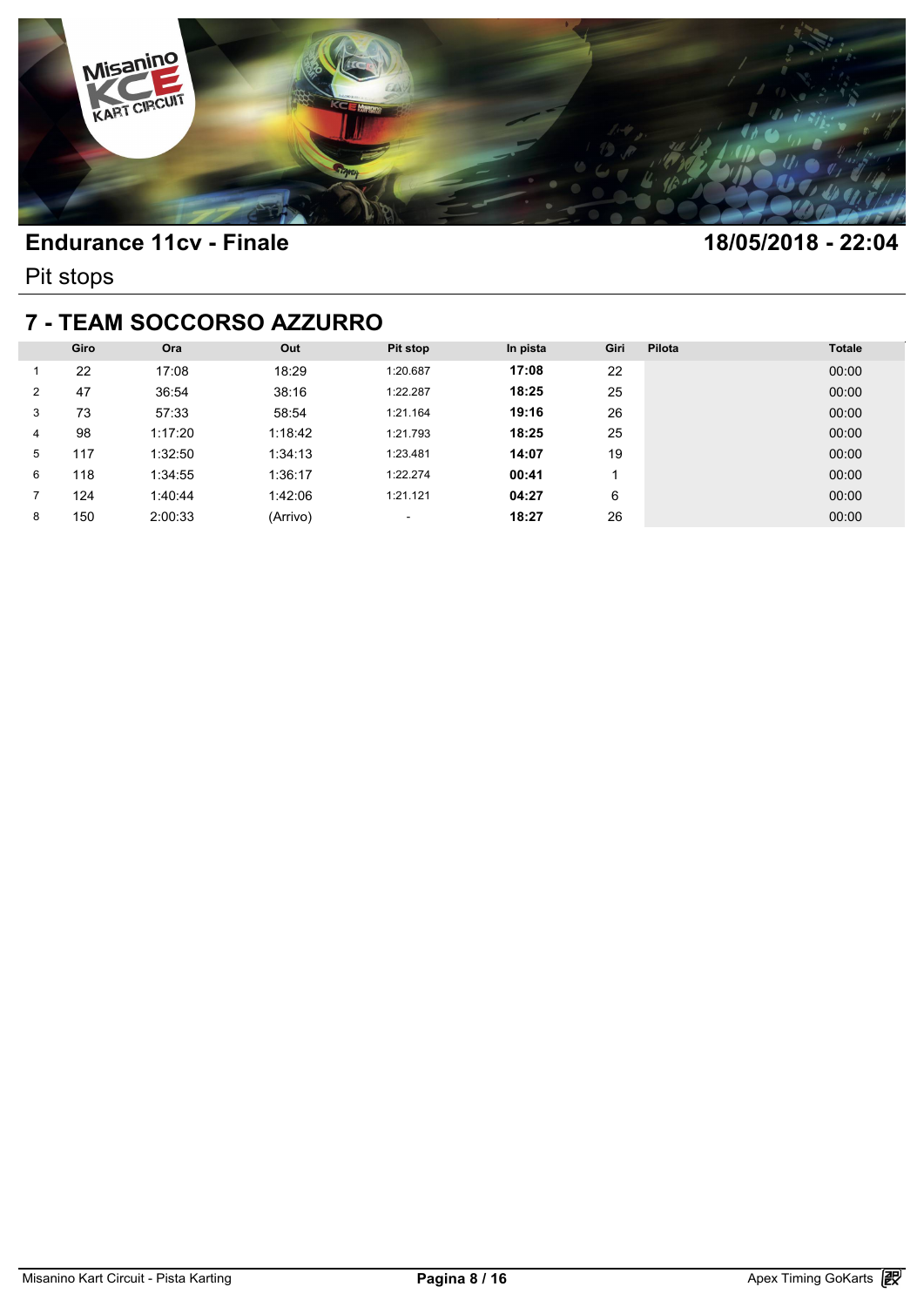## Endurance 11cv - Finale

**18/05/2018 - 22:04**

Pit stops

## 7 - TEAM SOCCORSO AZZURRO

| | Giro | Ora | Out | Pit stop | In pista | Giri | Pilota | Totale |
|---|---|---|---|---|---|---|---|---|
| 1 | 22 | 17:08 | 18:29 | 1:20.687 | **17:08** | 22 | | 00:00 |
| 2 | 47 | 36:54 | 38:16 | 1:22.287 | **18:25** | 25 | | 00:00 |
| 3 | 73 | 57:33 | 58:54 | 1:21.164 | **19:16** | 26 | | 00:00 |
| 4 | 98 | 1:17:20 | 1:18:42 | 1:21.793 | **18:25** | 25 | | 00:00 |
| 5 | 117 | 1:32:50 | 1:34:13 | 1:23.481 | **14:07** | 19 | | 00:00 |
| 6 | 118 | 1:34:55 | 1:36:17 | 1:22.274 | **00:41** | 1 | | 00:00 |
| 7 | 124 | 1:40:44 | 1:42:06 | 1:21.121 | **04:27** | 6 | | 00:00 |
| 8 | 150 | 2:00:33 | (Arrivo) | - | **18:27** | 26 | | 00:00 |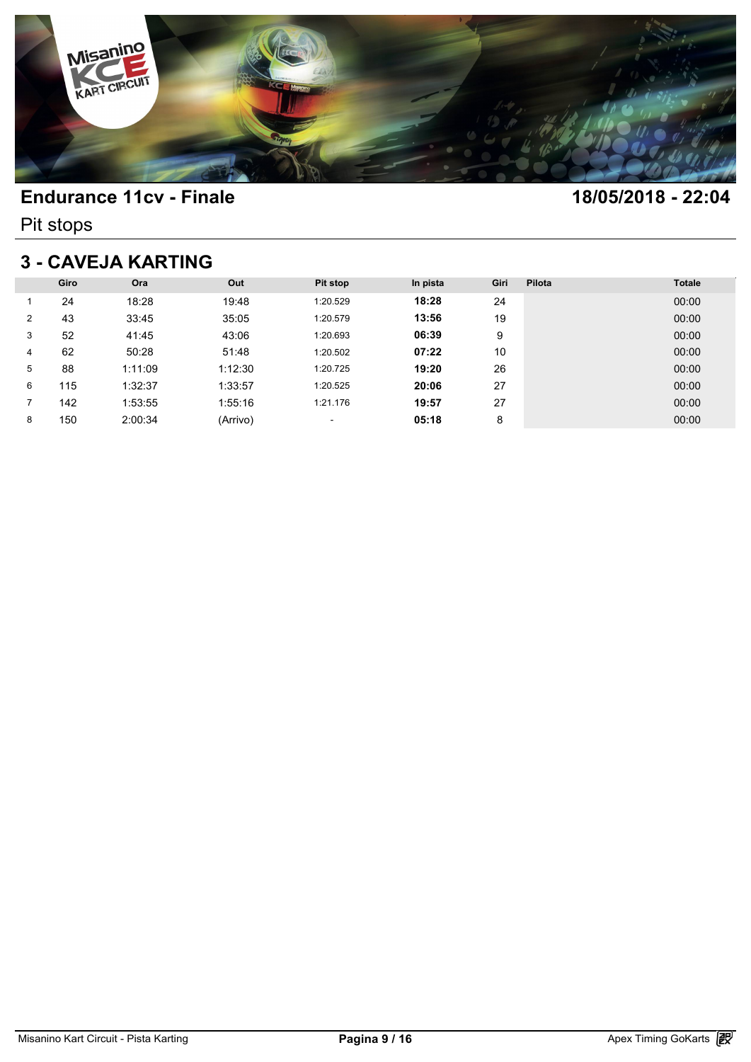# Endurance 11cv - Finale

**18/05/2018 - 22:04**

Pit stops

## 3 - CAVEJA KARTING

| | Giro | Ora | Out | Pit stop | In pista | Giri | Pilota | Totale |
|---|---|---|---|---|---|---|---|---|
| 1 | 24 | 18:28 | 19:48 | 1:20.529 | **18:28** | 24 | | 00:00 |
| 2 | 43 | 33:45 | 35:05 | 1:20.579 | **13:56** | 19 | | 00:00 |
| 3 | 52 | 41:45 | 43:06 | 1:20.693 | **06:39** | 9 | | 00:00 |
| 4 | 62 | 50:28 | 51:48 | 1:20.502 | **07:22** | 10 | | 00:00 |
| 5 | 88 | 1:11:09 | 1:12:30 | 1:20.725 | **19:20** | 26 | | 00:00 |
| 6 | 115 | 1:32:37 | 1:33:57 | 1:20.525 | **20:06** | 27 | | 00:00 |
| 7 | 142 | 1:53:55 | 1:55:16 | 1:21.176 | **19:57** | 27 | | 00:00 |
| 8 | 150 | 2:00:34 | (Arrivo) | - | **05:18** | 8 | | 00:00 |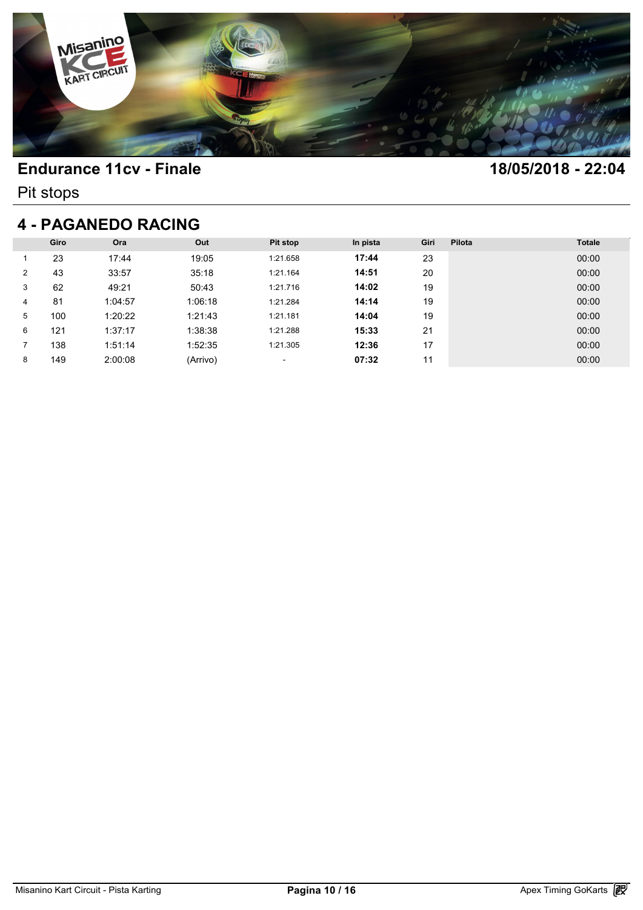# Endurance 11cv - Finale

**18/05/2018 - 22:04**

Pit stops

## 4 - PAGANEDO RACING

| | Giro | Ora | Out | Pit stop | In pista | Giri | Pilota | Totale |
|---|---|---|---|---|---|---|---|---|
| 1 | 23 | 17:44 | 19:05 | 1:21.658 | **17:44** | 23 | | 00:00 |
| 2 | 43 | 33:57 | 35:18 | 1:21.164 | **14:51** | 20 | | 00:00 |
| 3 | 62 | 49:21 | 50:43 | 1:21.716 | **14:02** | 19 | | 00:00 |
| 4 | 81 | 1:04:57 | 1:06:18 | 1:21.284 | **14:14** | 19 | | 00:00 |
| 5 | 100 | 1:20:22 | 1:21:43 | 1:21.181 | **14:04** | 19 | | 00:00 |
| 6 | 121 | 1:37:17 | 1:38:38 | 1:21.288 | **15:33** | 21 | | 00:00 |
| 7 | 138 | 1:51:14 | 1:52:35 | 1:21.305 | **12:36** | 17 | | 00:00 |
| 8 | 149 | 2:00:08 | (Arrivo) | - | **07:32** | 11 | | 00:00 |

Misanino Kart Circuit - Pista Karting

Apex Timing GoKarts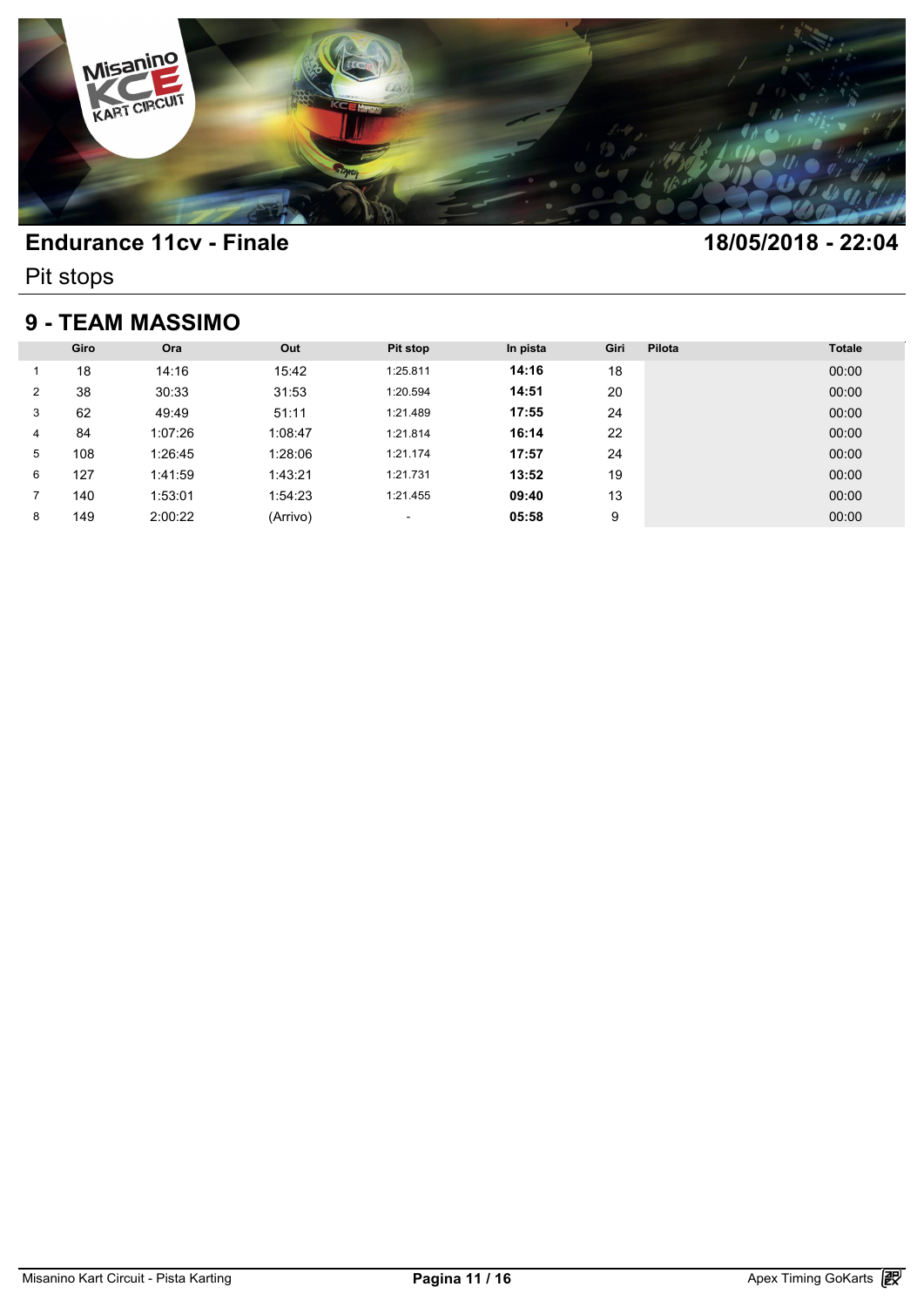## Endurance 11cv - Finale

**18/05/2018 - 22:04**

Pit stops

### 9 - TEAM MASSIMO

| | Giro | Ora | Out | Pit stop | In pista | Giri | Pilota | Totale |
|---|---|---|---|---|---|---|---|---|
| 1 | 18 | 14:16 | 15:42 | 1:25.811 | **14:16** | 18 | | 00:00 |
| 2 | 38 | 30:33 | 31:53 | 1:20.594 | **14:51** | 20 | | 00:00 |
| 3 | 62 | 49:49 | 51:11 | 1:21.489 | **17:55** | 24 | | 00:00 |
| 4 | 84 | 1:07:26 | 1:08:47 | 1:21.814 | **16:14** | 22 | | 00:00 |
| 5 | 108 | 1:26:45 | 1:28:06 | 1:21.174 | **17:57** | 24 | | 00:00 |
| 6 | 127 | 1:41:59 | 1:43:21 | 1:21.731 | **13:52** | 19 | | 00:00 |
| 7 | 140 | 1:53:01 | 1:54:23 | 1:21.455 | **09:40** | 13 | | 00:00 |
| 8 | 149 | 2:00:22 | (Arrivo) | - | **05:58** | 9 | | 00:00 |

Misanino Kart Circuit - Pista Karting

Apex Timing GoKarts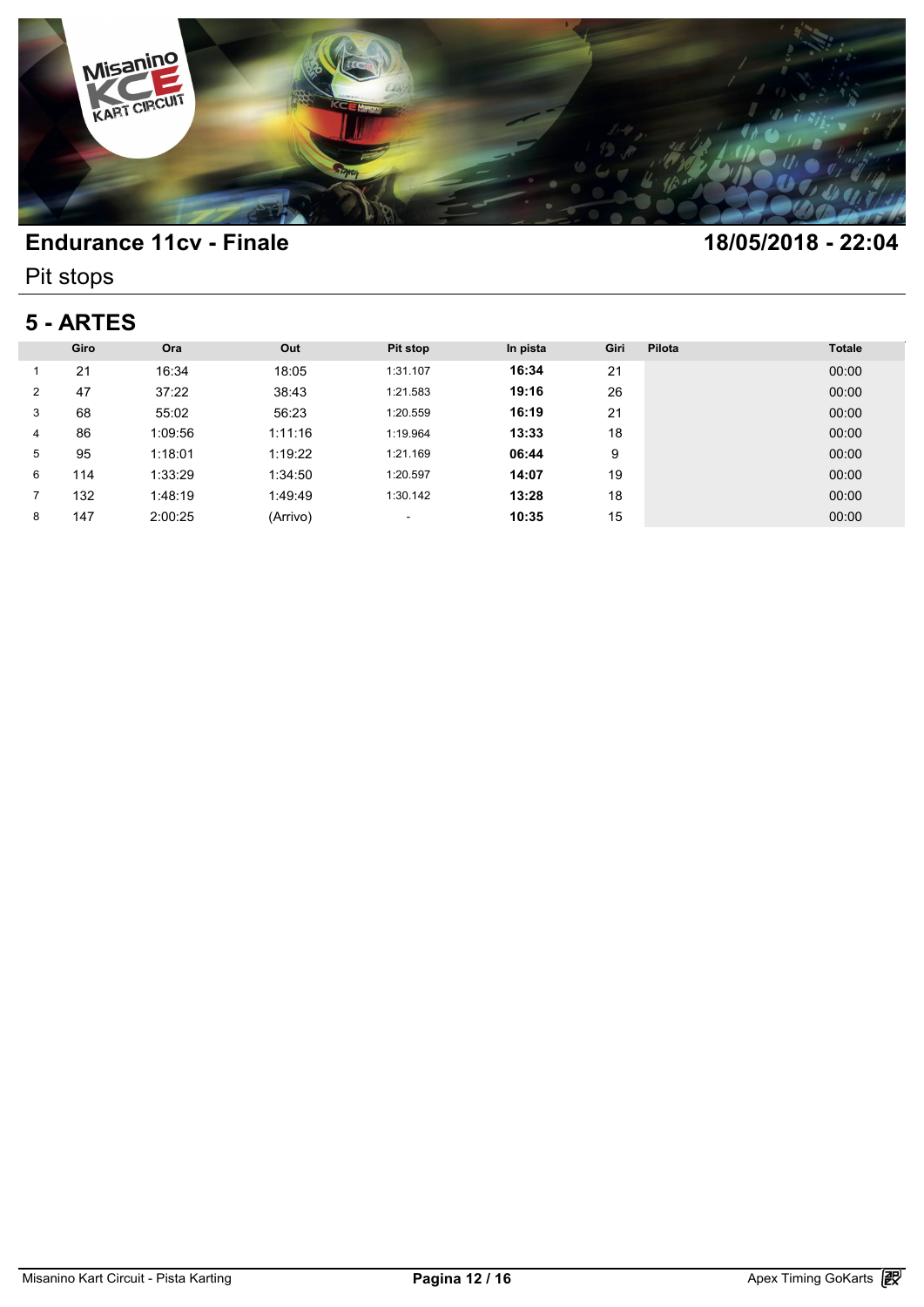# Endurance 11cv - Finale

**18/05/2018 - 22:04**

Pit stops

## 5 - ARTES

| | Giro | Ora | Out | Pit stop | In pista | Giri | Pilota | Totale |
|---|---|---|---|---|---|---|---|---|
| 1 | 21 | 16:34 | 18:05 | 1:31.107 | **16:34** | 21 | | 00:00 |
| 2 | 47 | 37:22 | 38:43 | 1:21.583 | **19:16** | 26 | | 00:00 |
| 3 | 68 | 55:02 | 56:23 | 1:20.559 | **16:19** | 21 | | 00:00 |
| 4 | 86 | 1:09:56 | 1:11:16 | 1:19.964 | **13:33** | 18 | | 00:00 |
| 5 | 95 | 1:18:01 | 1:19:22 | 1:21.169 | **06:44** | 9 | | 00:00 |
| 6 | 114 | 1:33:29 | 1:34:50 | 1:20.597 | **14:07** | 19 | | 00:00 |
| 7 | 132 | 1:48:19 | 1:49:49 | 1:30.142 | **13:28** | 18 | | 00:00 |
| 8 | 147 | 2:00:25 | (Arrivo) | - | **10:35** | 15 | | 00:00 |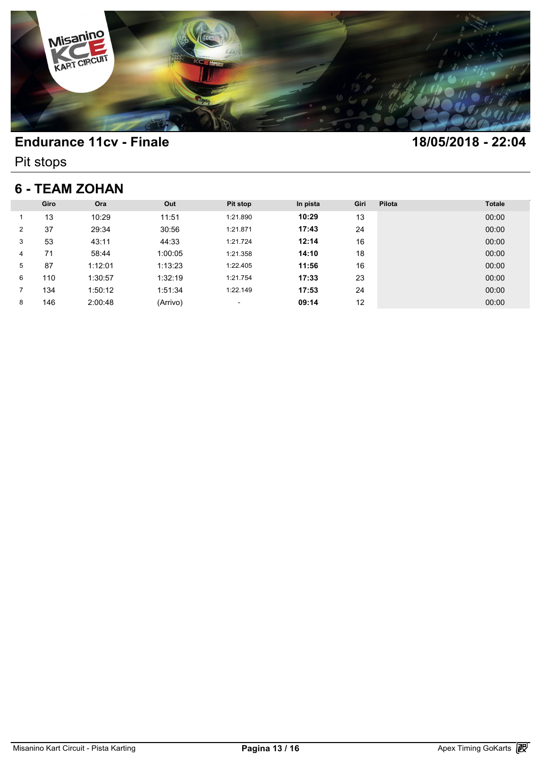# Endurance 11cv - Finale

**18/05/2018 - 22:04**

Pit stops

## 6 - TEAM ZOHAN

| | Giro | Ora | Out | Pit stop | In pista | Giri | Pilota | Totale |
|---|---|---|---|---|---|---|---|---|
| 1 | 13 | 10:29 | 11:51 | 1:21.890 | **10:29** | 13 | | 00:00 |
| 2 | 37 | 29:34 | 30:56 | 1:21.871 | **17:43** | 24 | | 00:00 |
| 3 | 53 | 43:11 | 44:33 | 1:21.724 | **12:14** | 16 | | 00:00 |
| 4 | 71 | 58:44 | 1:00:05 | 1:21.358 | **14:10** | 18 | | 00:00 |
| 5 | 87 | 1:12:01 | 1:13:23 | 1:22.405 | **11:56** | 16 | | 00:00 |
| 6 | 110 | 1:30:57 | 1:32:19 | 1:21.754 | **17:33** | 23 | | 00:00 |
| 7 | 134 | 1:50:12 | 1:51:34 | 1:22.149 | **17:53** | 24 | | 00:00 |
| 8 | 146 | 2:00:48 | (Arrivo) | - | **09:14** | 12 | | 00:00 |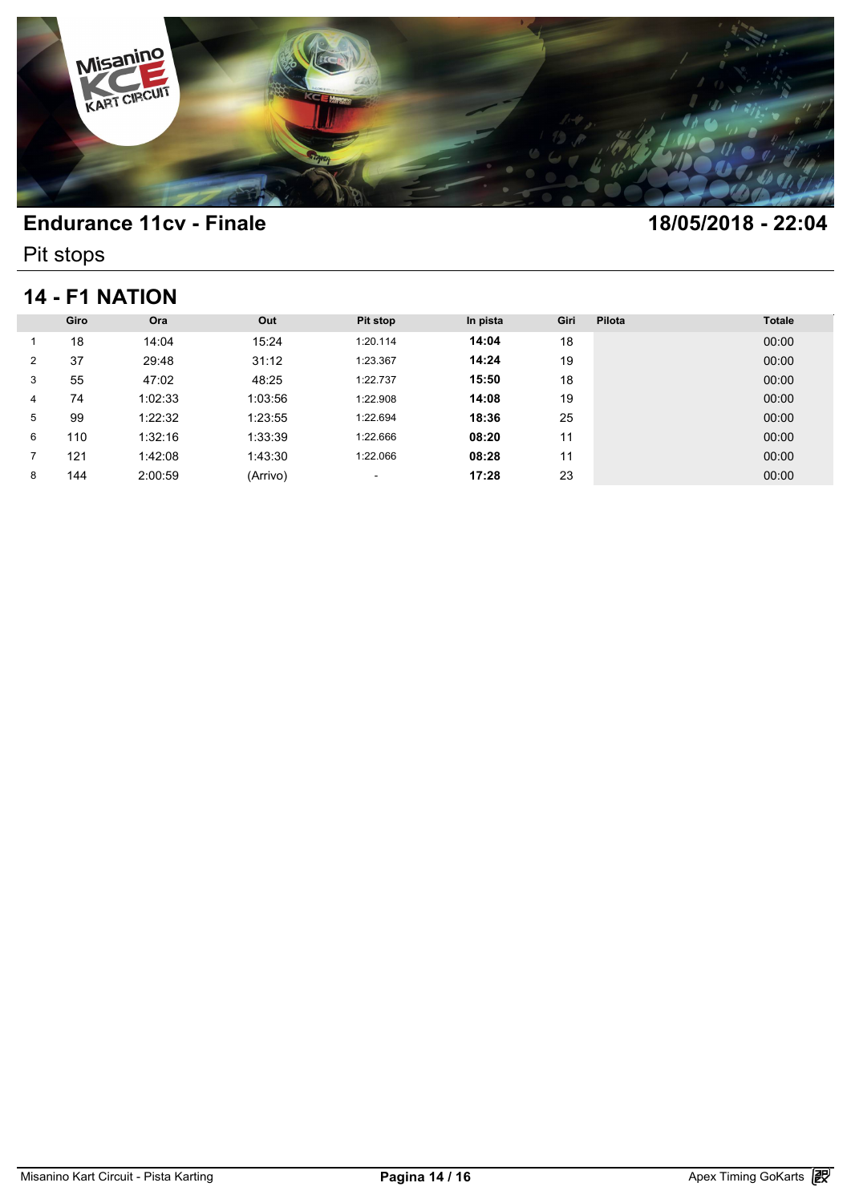# Endurance 11cv - Finale

**18/05/2018 - 22:04**

Pit stops

## 14 - F1 NATION

| | Giro | Ora | Out | Pit stop | In pista | Giri | Pilota | Totale |
|---|---|---|---|---|---|---|---|---|
| 1 | 18 | 14:04 | 15:24 | 1:20.114 | **14:04** | 18 | | 00:00 |
| 2 | 37 | 29:48 | 31:12 | 1:23.367 | **14:24** | 19 | | 00:00 |
| 3 | 55 | 47:02 | 48:25 | 1:22.737 | **15:50** | 18 | | 00:00 |
| 4 | 74 | 1:02:33 | 1:03:56 | 1:22.908 | **14:08** | 19 | | 00:00 |
| 5 | 99 | 1:22:32 | 1:23:55 | 1:22.694 | **18:36** | 25 | | 00:00 |
| 6 | 110 | 1:32:16 | 1:33:39 | 1:22.666 | **08:20** | 11 | | 00:00 |
| 7 | 121 | 1:42:08 | 1:43:30 | 1:22.066 | **08:28** | 11 | | 00:00 |
| 8 | 144 | 2:00:59 | (Arrivo) | - | **17:28** | 23 | | 00:00 |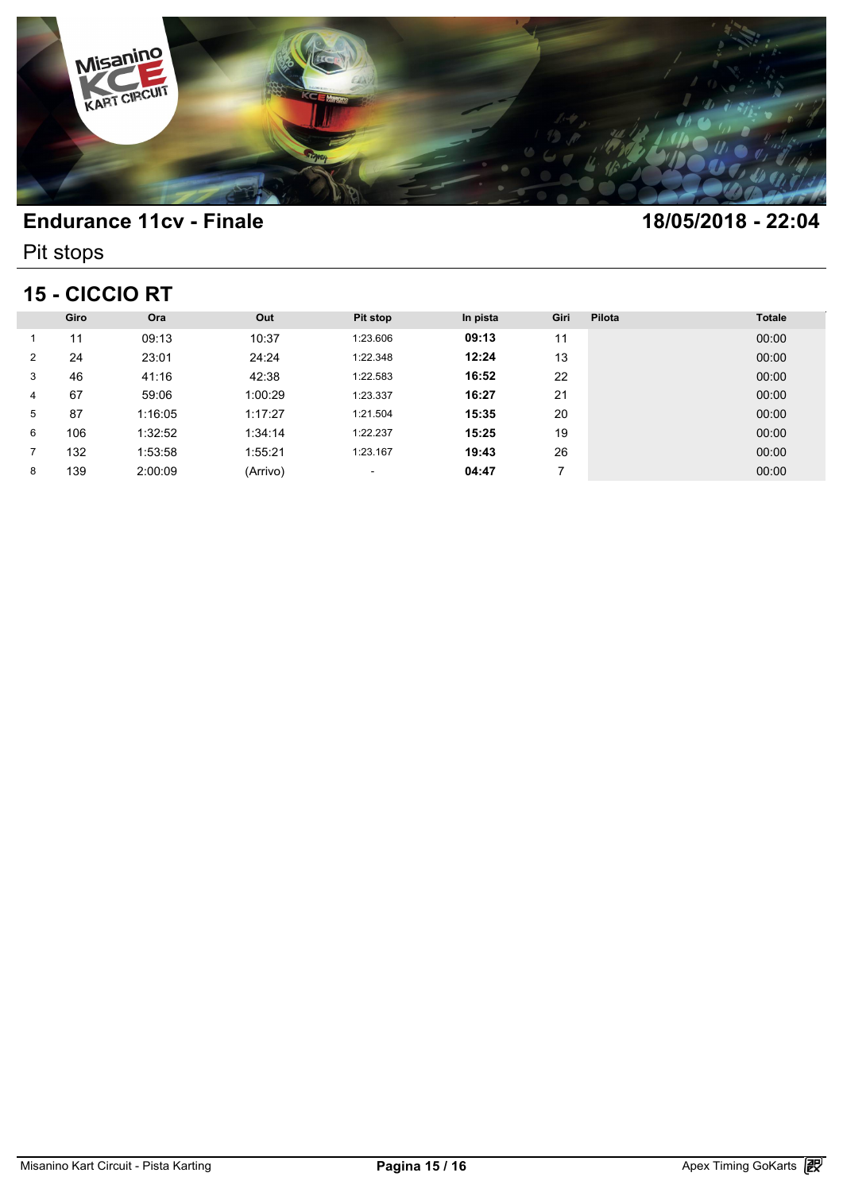## Endurance 11cv - Finale

**18/05/2018 - 22:04**

Pit stops

### 15 - CICCIO RT

| | Giro | Ora | Out | Pit stop | In pista | Giri | Pilota | Totale |
|---|---|---|---|---|---|---|---|---|
| 1 | 11 | 09:13 | 10:37 | 1:23.606 | **09:13** | 11 | | 00:00 |
| 2 | 24 | 23:01 | 24:24 | 1:22.348 | **12:24** | 13 | | 00:00 |
| 3 | 46 | 41:16 | 42:38 | 1:22.583 | **16:52** | 22 | | 00:00 |
| 4 | 67 | 59:06 | 1:00:29 | 1:23.337 | **16:27** | 21 | | 00:00 |
| 5 | 87 | 1:16:05 | 1:17:27 | 1:21.504 | **15:35** | 20 | | 00:00 |
| 6 | 106 | 1:32:52 | 1:34:14 | 1:22.237 | **15:25** | 19 | | 00:00 |
| 7 | 132 | 1:53:58 | 1:55:21 | 1:23.167 | **19:43** | 26 | | 00:00 |
| 8 | 139 | 2:00:09 | (Arrivo) | - | **04:47** | 7 | | 00:00 |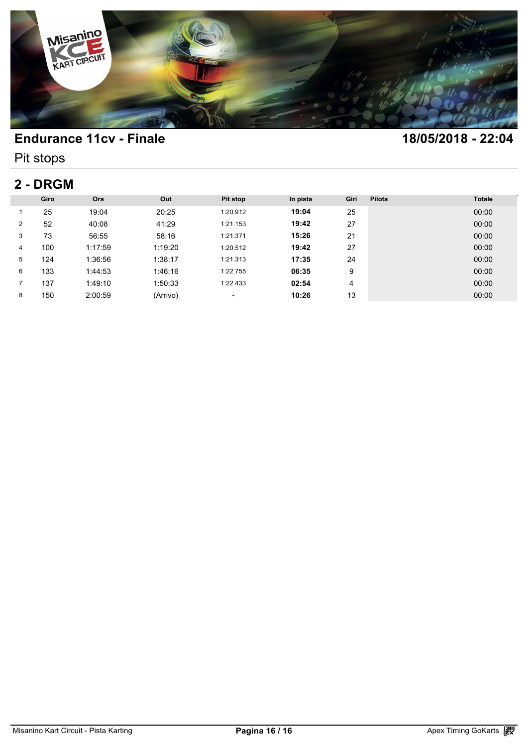# Endurance 11cv - Finale

**18/05/2018 - 22:04**

Pit stops

## 2 - DRGM

| | Giro | Ora | Out | Pit stop | In pista | Giri | Pilota | Totale |
|---|---|---|---|---|---|---|---|---|
| 1 | 25 | 19:04 | 20:25 | 1:20.912 | **19:04** | 25 | | 00:00 |
| 2 | 52 | 40:08 | 41:29 | 1:21.153 | **19:42** | 27 | | 00:00 |
| 3 | 73 | 56:55 | 58:16 | 1:21.371 | **15:26** | 21 | | 00:00 |
| 4 | 100 | 1:17:59 | 1:19:20 | 1:20.512 | **19:42** | 27 | | 00:00 |
| 5 | 124 | 1:36:56 | 1:38:17 | 1:21.313 | **17:35** | 24 | | 00:00 |
| 6 | 133 | 1:44:53 | 1:46:16 | 1:22.755 | **06:35** | 9 | | 00:00 |
| 7 | 137 | 1:49:10 | 1:50:33 | 1:22.433 | **02:54** | 4 | | 00:00 |
| 8 | 150 | 2:00:59 | (Arrivo) | - | **10:26** | 13 | | 00:00 |

Misanino Kart Circuit - Pista Karting

Apex Timing GoKarts